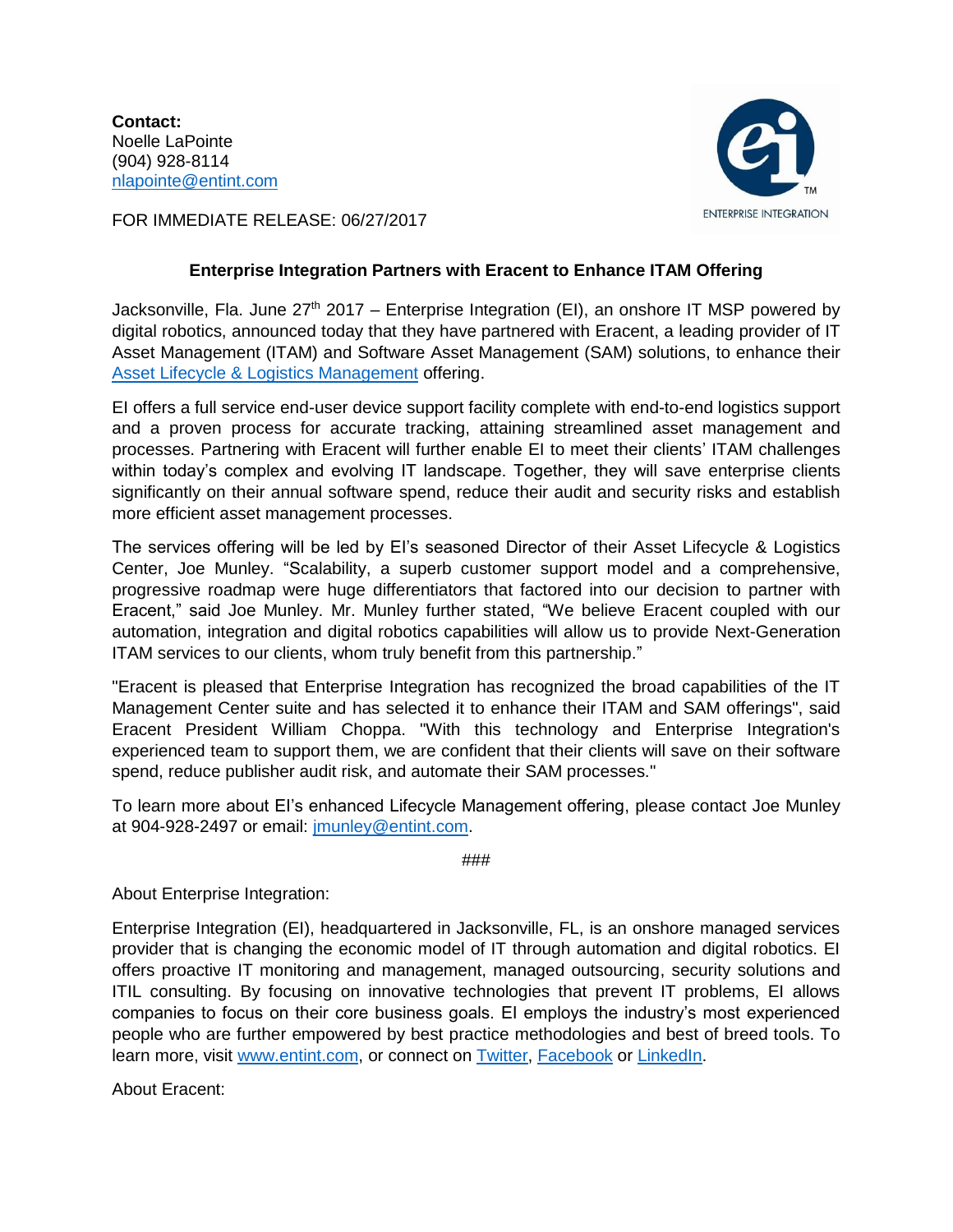**Contact:**
Noelle LaPointe
(904) 928-8114
nlapointe@entint.com

FOR IMMEDIATE RELEASE: 06/27/2017

**Enterprise Integration Partners with Eracent to Enhance ITAM Offering**

Jacksonville, Fla. June 27th 2017 – Enterprise Integration (EI), an onshore IT MSP powered by digital robotics, announced today that they have partnered with Eracent, a leading provider of IT Asset Management (ITAM) and Software Asset Management (SAM) solutions, to enhance their Asset Lifecycle & Logistics Management offering.

EI offers a full service end-user device support facility complete with end-to-end logistics support and a proven process for accurate tracking, attaining streamlined asset management and processes. Partnering with Eracent will further enable EI to meet their clients' ITAM challenges within today's complex and evolving IT landscape. Together, they will save enterprise clients significantly on their annual software spend, reduce their audit and security risks and establish more efficient asset management processes.

The services offering will be led by EI's seasoned Director of their Asset Lifecycle & Logistics Center, Joe Munley. "Scalability, a superb customer support model and a comprehensive, progressive roadmap were huge differentiators that factored into our decision to partner with Eracent," said Joe Munley. Mr. Munley further stated, "We believe Eracent coupled with our automation, integration and digital robotics capabilities will allow us to provide Next-Generation ITAM services to our clients, whom truly benefit from this partnership."

"Eracent is pleased that Enterprise Integration has recognized the broad capabilities of the IT Management Center suite and has selected it to enhance their ITAM and SAM offerings", said Eracent President William Choppa. "With this technology and Enterprise Integration's experienced team to support them, we are confident that their clients will save on their software spend, reduce publisher audit risk, and automate their SAM processes."

To learn more about EI's enhanced Lifecycle Management offering, please contact Joe Munley at 904-928-2497 or email: jmunley@entint.com.

###

About Enterprise Integration:

Enterprise Integration (EI), headquartered in Jacksonville, FL, is an onshore managed services provider that is changing the economic model of IT through automation and digital robotics. EI offers proactive IT monitoring and management, managed outsourcing, security solutions and ITIL consulting. By focusing on innovative technologies that prevent IT problems, EI allows companies to focus on their core business goals. EI employs the industry's most experienced people who are further empowered by best practice methodologies and best of breed tools. To learn more, visit www.entint.com, or connect on Twitter, Facebook or LinkedIn.

About Eracent: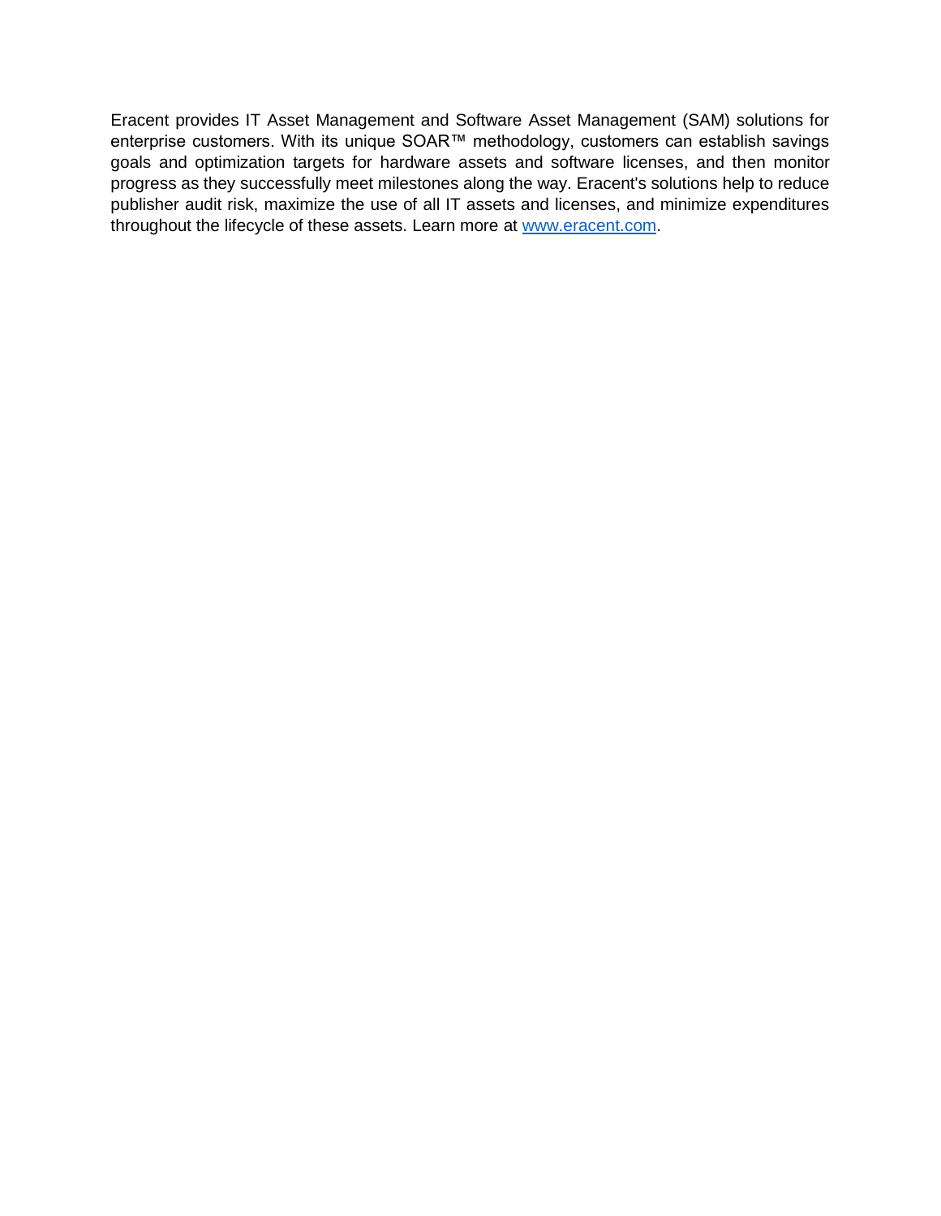Eracent provides IT Asset Management and Software Asset Management (SAM) solutions for enterprise customers. With its unique SOAR™ methodology, customers can establish savings goals and optimization targets for hardware assets and software licenses, and then monitor progress as they successfully meet milestones along the way. Eracent's solutions help to reduce publisher audit risk, maximize the use of all IT assets and licenses, and minimize expenditures throughout the lifecycle of these assets. Learn more at [www.eracent.com](http://www.eracent.com).